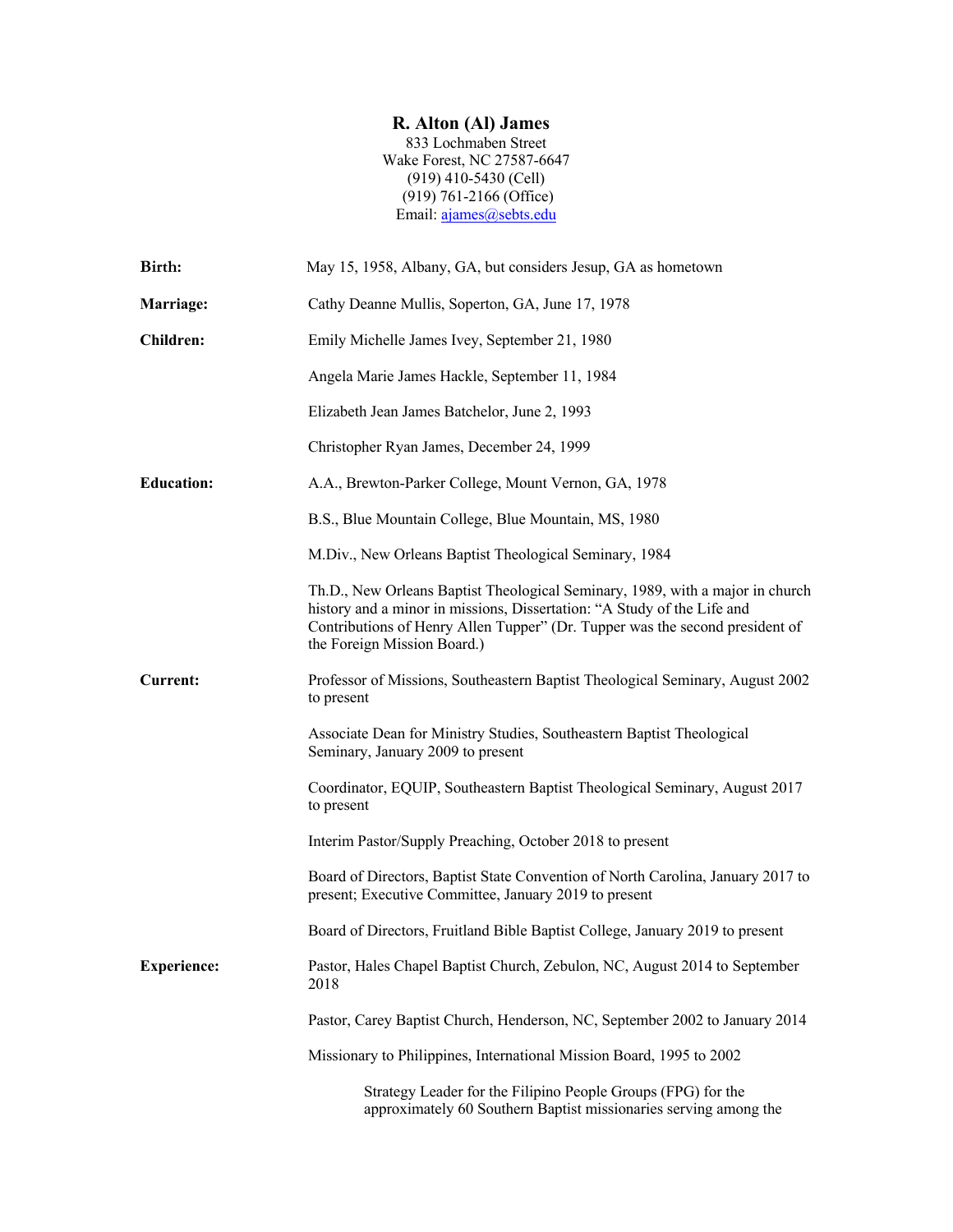# R. Alton (Al) James

833 Lochmaben Street
Wake Forest, NC 27587-6647
(919) 410-5430 (Cell)
(919) 761-2166 (Office)
Email: ajames@sebts.edu

**Birth:** May 15, 1958, Albany, GA, but considers Jesup, GA as hometown

**Marriage:** Cathy Deanne Mullis, Soperton, GA, June 17, 1978

**Children:**

Emily Michelle James Ivey, September 21, 1980

Angela Marie James Hackle, September 11, 1984

Elizabeth Jean James Batchelor, June 2, 1993

Christopher Ryan James, December 24, 1999

**Education:**

A.A., Brewton-Parker College, Mount Vernon, GA, 1978

B.S., Blue Mountain College, Blue Mountain, MS, 1980

M.Div., New Orleans Baptist Theological Seminary, 1984

Th.D., New Orleans Baptist Theological Seminary, 1989, with a major in church history and a minor in missions, Dissertation: "A Study of the Life and Contributions of Henry Allen Tupper" (Dr. Tupper was the second president of the Foreign Mission Board.)

**Current:**

Professor of Missions, Southeastern Baptist Theological Seminary, August 2002 to present

Associate Dean for Ministry Studies, Southeastern Baptist Theological Seminary, January 2009 to present

Coordinator, EQUIP, Southeastern Baptist Theological Seminary, August 2017 to present

Interim Pastor/Supply Preaching, October 2018 to present

Board of Directors, Baptist State Convention of North Carolina, January 2017 to present; Executive Committee, January 2019 to present

Board of Directors, Fruitland Bible Baptist College, January 2019 to present

**Experience:**

Pastor, Hales Chapel Baptist Church, Zebulon, NC, August 2014 to September 2018

Pastor, Carey Baptist Church, Henderson, NC, September 2002 to January 2014

Missionary to Philippines, International Mission Board, 1995 to 2002

> Strategy Leader for the Filipino People Groups (FPG) for the approximately 60 Southern Baptist missionaries serving among the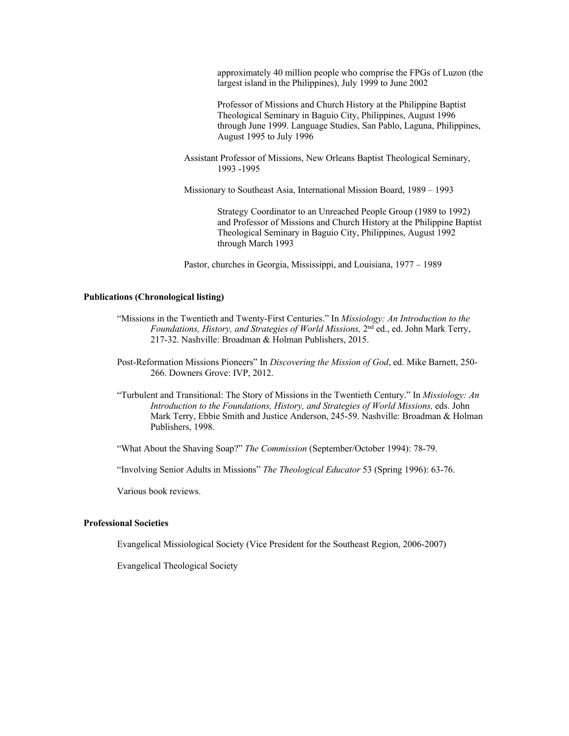approximately 40 million people who comprise the FPGs of Luzon (the largest island in the Philippines), July 1999 to June 2002

Professor of Missions and Church History at the Philippine Baptist Theological Seminary in Baguio City, Philippines, August 1996 through June 1999. Language Studies, San Pablo, Laguna, Philippines, August 1995 to July 1996

Assistant Professor of Missions, New Orleans Baptist Theological Seminary, 1993 -1995

Missionary to Southeast Asia, International Mission Board, 1989 – 1993

Strategy Coordinator to an Unreached People Group (1989 to 1992) and Professor of Missions and Church History at the Philippine Baptist Theological Seminary in Baguio City, Philippines, August 1992 through March 1993

Pastor, churches in Georgia, Mississippi, and Louisiana, 1977 – 1989

**Publications (Chronological listing)**

"Missions in the Twentieth and Twenty-First Centuries." In *Missiology: An Introduction to the Foundations, History, and Strategies of World Missions,* 2nd ed., ed. John Mark Terry, 217-32. Nashville: Broadman & Holman Publishers, 2015.

Post-Reformation Missions Pioneers" In *Discovering the Mission of God*, ed. Mike Barnett, 250-266. Downers Grove: IVP, 2012.

"Turbulent and Transitional: The Story of Missions in the Twentieth Century." In *Missiology: An Introduction to the Foundations, History, and Strategies of World Missions,* eds. John Mark Terry, Ebbie Smith and Justice Anderson, 245-59. Nashville: Broadman & Holman Publishers, 1998.

"What About the Shaving Soap?" *The Commission* (September/October 1994): 78-79.

"Involving Senior Adults in Missions" *The Theological Educator* 53 (Spring 1996): 63-76.

Various book reviews.

**Professional Societies**

Evangelical Missiological Society (Vice President for the Southeast Region, 2006-2007)

Evangelical Theological Society